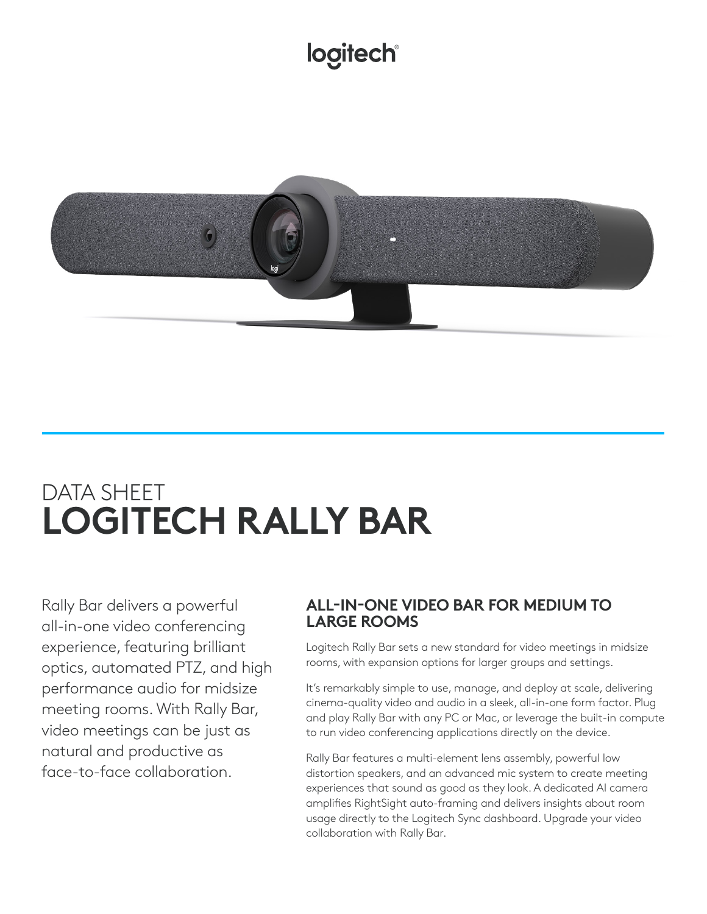logitech

DATA SHEET

# LOGITECH RALLY BAR

Rally Bar delivers a powerful all-in-one video conferencing experience, featuring brilliant optics, automated PTZ, and high performance audio for midsize meeting rooms. With Rally Bar, video meetings can be just as natural and productive as face-to-face collaboration.

## ALL-IN-ONE VIDEO BAR FOR MEDIUM TO LARGE ROOMS

Logitech Rally Bar sets a new standard for video meetings in midsize rooms, with expansion options for larger groups and settings.

It's remarkably simple to use, manage, and deploy at scale, delivering cinema-quality video and audio in a sleek, all-in-one form factor. Plug and play Rally Bar with any PC or Mac, or leverage the built-in compute to run video conferencing applications directly on the device.

Rally Bar features a multi-element lens assembly, powerful low distortion speakers, and an advanced mic system to create meeting experiences that sound as good as they look. A dedicated AI camera amplifies RightSight auto-framing and delivers insights about room usage directly to the Logitech Sync dashboard. Upgrade your video collaboration with Rally Bar.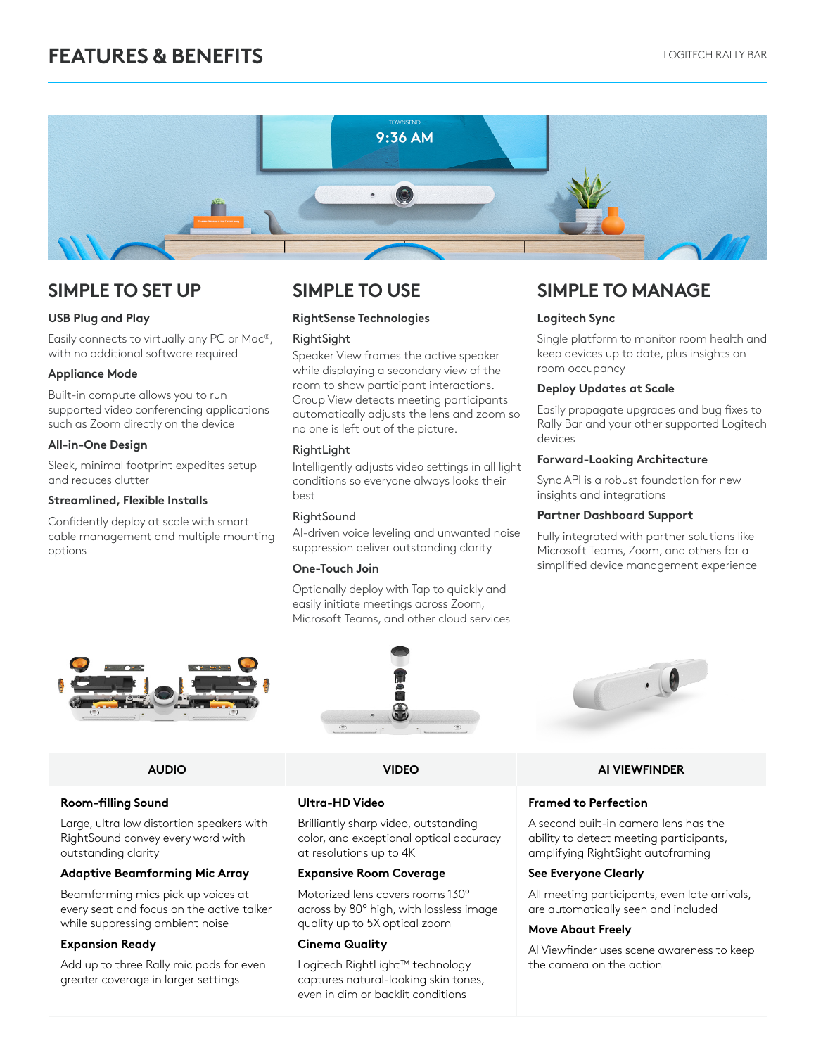# FEATURES & BENEFITS

## SIMPLE TO SET UP

**USB Plug and Play**

Easily connects to virtually any PC or Mac®, with no additional software required

**Appliance Mode**

Built-in compute allows you to run supported video conferencing applications such as Zoom directly on the device

**All-in-One Design**

Sleek, minimal footprint expedites setup and reduces clutter

**Streamlined, Flexible Installs**

Confidently deploy at scale with smart cable management and multiple mounting options

## SIMPLE TO USE

**RightSense Technologies**

RightSight
Speaker View frames the active speaker while displaying a secondary view of the room to show participant interactions. Group View detects meeting participants automatically adjusts the lens and zoom so no one is left out of the picture.

RightLight
Intelligently adjusts video settings in all light conditions so everyone always looks their best

RightSound
AI-driven voice leveling and unwanted noise suppression deliver outstanding clarity

**One-Touch Join**

Optionally deploy with Tap to quickly and easily initiate meetings across Zoom, Microsoft Teams, and other cloud services

## SIMPLE TO MANAGE

**Logitech Sync**

Single platform to monitor room health and keep devices up to date, plus insights on room occupancy

**Deploy Updates at Scale**

Easily propagate upgrades and bug fixes to Rally Bar and your other supported Logitech devices

**Forward-Looking Architecture**

Sync API is a robust foundation for new insights and integrations

**Partner Dashboard Support**

Fully integrated with partner solutions like Microsoft Teams, Zoom, and others for a simplified device management experience

| AUDIO | VIDEO | AI VIEWFINDER |
|---|---|---|
| **Room-filling Sound**<br>Large, ultra low distortion speakers with RightSound convey every word with outstanding clarity | **Ultra-HD Video**<br>Brilliantly sharp video, outstanding color, and exceptional optical accuracy at resolutions up to 4K | **Framed to Perfection**<br>A second built-in camera lens has the ability to detect meeting participants, amplifying RightSight autoframing |
| **Adaptive Beamforming Mic Array**<br>Beamforming mics pick up voices at every seat and focus on the active talker while suppressing ambient noise | **Expansive Room Coverage**<br>Motorized lens covers rooms 130° across by 80° high, with lossless image quality up to 5X optical zoom | **See Everyone Clearly**<br>All meeting participants, even late arrivals, are automatically seen and included |
| **Expansion Ready**<br>Add up to three Rally mic pods for even greater coverage in larger settings | **Cinema Quality**<br>Logitech RightLight™ technology captures natural-looking skin tones, even in dim or backlit conditions | **Move About Freely**<br>AI Viewfinder uses scene awareness to keep the camera on the action |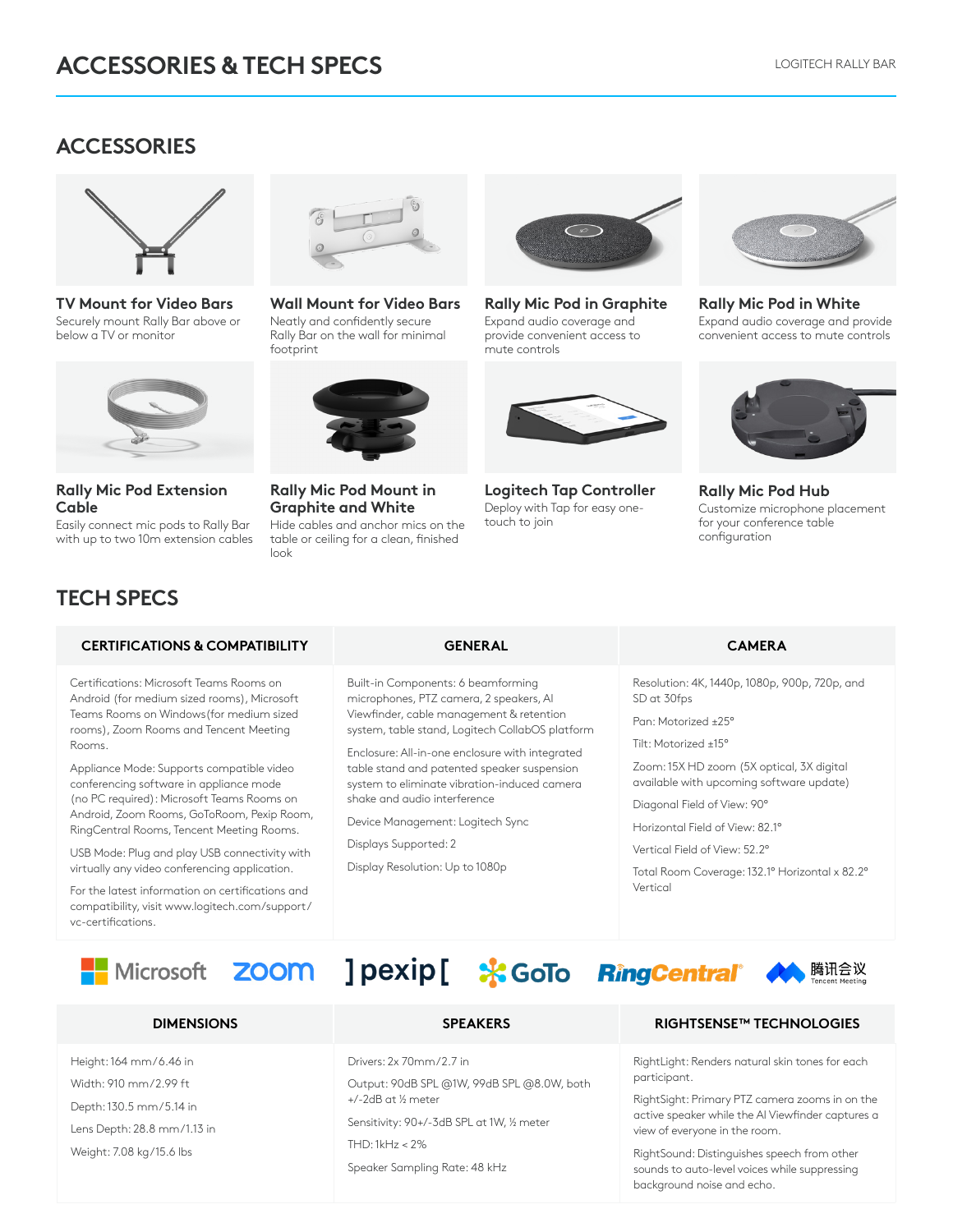# ACCESSORIES & TECH SPECS

## ACCESSORIES

### TV Mount for Video Bars
Securely mount Rally Bar above or below a TV or monitor

### Wall Mount for Video Bars
Neatly and confidently secure Rally Bar on the wall for minimal footprint

### Rally Mic Pod in Graphite
Expand audio coverage and provide convenient access to mute controls

### Rally Mic Pod in White
Expand audio coverage and provide convenient access to mute controls

### Rally Mic Pod Extension Cable
Easily connect mic pods to Rally Bar with up to two 10m extension cables

### Rally Mic Pod Mount in Graphite and White
Hide cables and anchor mics on the table or ceiling for a clean, finished look

### Logitech Tap Controller
Deploy with Tap for easy one-touch to join

### Rally Mic Pod Hub
Customize microphone placement for your conference table configuration

## TECH SPECS

### CERTIFICATIONS & COMPATIBILITY

Certifications: Microsoft Teams Rooms on Android (for medium sized rooms), Microsoft Teams Rooms on Windows(for medium sized rooms), Zoom Rooms and Tencent Meeting Rooms.

Appliance Mode: Supports compatible video conferencing software in appliance mode (no PC required): Microsoft Teams Rooms on Android, Zoom Rooms, GoToRoom, Pexip Room, RingCentral Rooms, Tencent Meeting Rooms.

USB Mode: Plug and play USB connectivity with virtually any video conferencing application.

For the latest information on certifications and compatibility, visit www.logitech.com/support/vc-certifications.

### GENERAL

Built-in Components: 6 beamforming microphones, PTZ camera, 2 speakers, AI Viewfinder, cable management & retention system, table stand, Logitech CollabOS platform

Enclosure: All-in-one enclosure with integrated table stand and patented speaker suspension system to eliminate vibration-induced camera shake and audio interference

Device Management: Logitech Sync

Displays Supported: 2

Display Resolution: Up to 1080p

### CAMERA

Resolution: 4K, 1440p, 1080p, 900p, 720p, and SD at 30fps

Pan: Motorized ±25°

Tilt: Motorized ±15°

Zoom: 15X HD zoom (5X optical, 3X digital available with upcoming software update)

Diagonal Field of View: 90°

Horizontal Field of View: 82.1°

Vertical Field of View: 52.2°

Total Room Coverage: 132.1° Horizontal x 82.2° Vertical

Microsoft | zoom | pexip | GoTo | RingCentral | 腾讯会议 Tencent Meeting

### DIMENSIONS

Height: 164 mm/6.46 in

Width: 910 mm/2.99 ft

Depth: 130.5 mm/5.14 in

Lens Depth: 28.8 mm/1.13 in

Weight: 7.08 kg/15.6 lbs

### SPEAKERS

Drivers: 2x 70mm/2.7 in

Output: 90dB SPL @1W, 99dB SPL @8.0W, both +/-2dB at ½ meter

Sensitivity: 90+/-3dB SPL at 1W, ½ meter

THD: 1kHz < 2%

Speaker Sampling Rate: 48 kHz

### RIGHTSENSE™ TECHNOLOGIES

RightLight: Renders natural skin tones for each participant.

RightSight: Primary PTZ camera zooms in on the active speaker while the AI Viewfinder captures a view of everyone in the room.

RightSound: Distinguishes speech from other sounds to auto-level voices while suppressing background noise and echo.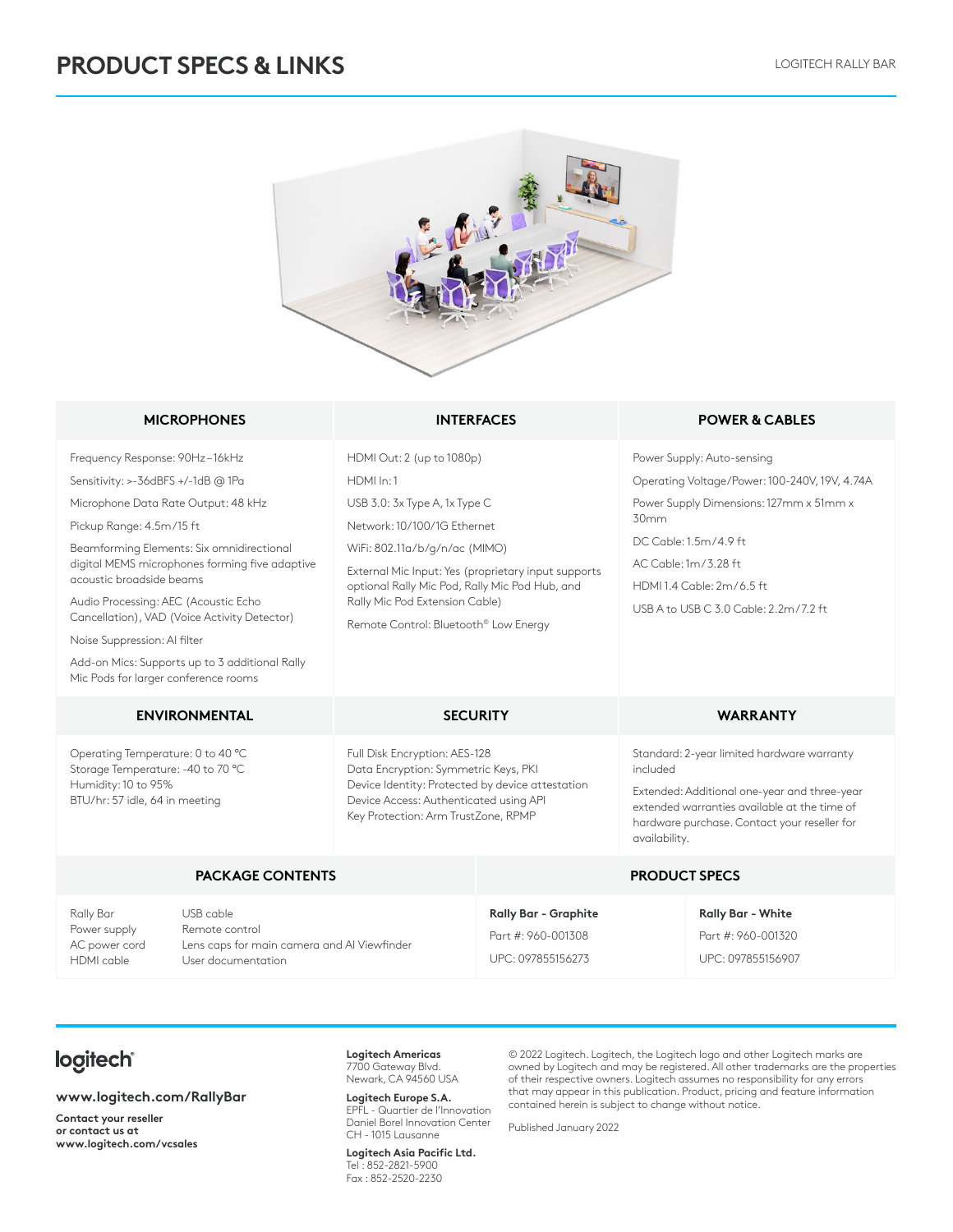# PRODUCT SPECS & LINKS

### MICROPHONES

Frequency Response: 90Hz–16kHz

Sensitivity: >-36dBFS +/-1dB @ 1Pa

Microphone Data Rate Output: 48 kHz

Pickup Range: 4.5m/15 ft

Beamforming Elements: Six omnidirectional digital MEMS microphones forming five adaptive acoustic broadside beams

Audio Processing: AEC (Acoustic Echo Cancellation), VAD (Voice Activity Detector)

Noise Suppression: AI filter

Add-on Mics: Supports up to 3 additional Rally Mic Pods for larger conference rooms

### INTERFACES

HDMI Out: 2 (up to 1080p)

HDMI In: 1

USB 3.0: 3x Type A, 1x Type C

Network: 10/100/1G Ethernet

WiFi: 802.11a/b/g/n/ac (MIMO)

External Mic Input: Yes (proprietary input supports optional Rally Mic Pod, Rally Mic Pod Hub, and Rally Mic Pod Extension Cable)

Remote Control: Bluetooth® Low Energy

### POWER & CABLES

Power Supply: Auto-sensing

Operating Voltage/Power: 100-240V, 19V, 4.74A

Power Supply Dimensions: 127mm x 51mm x 30mm

DC Cable: 1.5m/4.9 ft

AC Cable: 1m/3.28 ft

HDMI 1.4 Cable: 2m/6.5 ft

USB A to USB C 3.0 Cable: 2.2m/7.2 ft

### ENVIRONMENTAL

Operating Temperature: 0 to 40 °C
Storage Temperature: -40 to 70 °C
Humidity: 10 to 95%
BTU/hr: 57 idle, 64 in meeting

### SECURITY

Full Disk Encryption: AES-128
Data Encryption: Symmetric Keys, PKI
Device Identity: Protected by device attestation
Device Access: Authenticated using API
Key Protection: Arm TrustZone, RPMP

### WARRANTY

Standard: 2-year limited hardware warranty included

Extended: Additional one-year and three-year extended warranties available at the time of hardware purchase. Contact your reseller for availability.

### PACKAGE CONTENTS

- Rally Bar
- Power supply
- AC power cord
- HDMI cable
- USB cable
- Remote control
- Lens caps for main camera and AI Viewfinder
- User documentation

### PRODUCT SPECS

| Rally Bar - Graphite | Rally Bar - White |
|---|---|
| Part #: 960-001308 | Part #: 960-001320 |
| UPC: 097855156273 | UPC: 097855156907 |

logitech

**www.logitech.com/RallyBar**

**Contact your reseller or contact us at www.logitech.com/vcsales**

**Logitech Americas**
7700 Gateway Blvd.
Newark, CA 94560 USA

**Logitech Europe S.A.**
EPFL - Quartier de l'Innovation
Daniel Borel Innovation Center
CH - 1015 Lausanne

**Logitech Asia Pacific Ltd.**
Tel : 852-2821-5900
Fax : 852-2520-2230

© 2022 Logitech. Logitech, the Logitech logo and other Logitech marks are owned by Logitech and may be registered. All other trademarks are the properties of their respective owners. Logitech assumes no responsibility for any errors that may appear in this publication. Product, pricing and feature information contained herein is subject to change without notice.

Published January 2022